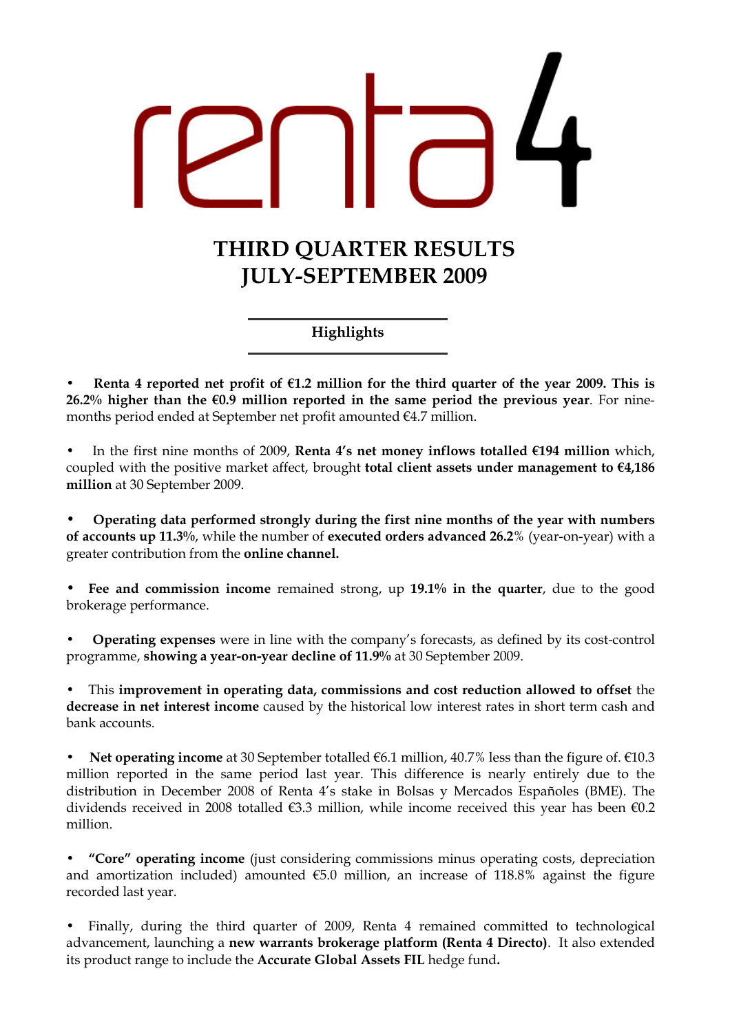renta 4

# THIRD QUARTER RESULTS JULY-SEPTEMBER 2009

## Highlights

- **Renta 4 reported net profit of €1.2 million for the third quarter of the year 2009. This is 26.2% higher than the €0.9 million reported in the same period the previous year**. For nine-months period ended at September net profit amounted €4.7 million.

- In the first nine months of 2009, **Renta 4's net money inflows totalled €194 million** which, coupled with the positive market affect, brought **total client assets under management to €4,186 million** at 30 September 2009.

- **Operating data performed strongly during the first nine months of the year with numbers of accounts up 11.3%**, while the number of **executed orders advanced 26.2**% (year-on-year) with a greater contribution from the **online channel.**

- **Fee and commission income** remained strong, up **19.1% in the quarter**, due to the good brokerage performance.

- **Operating expenses** were in line with the company's forecasts, as defined by its cost-control programme, **showing a year-on-year decline of 11.9%** at 30 September 2009.

- This **improvement in operating data, commissions and cost reduction allowed to offset** the **decrease in net interest income** caused by the historical low interest rates in short term cash and bank accounts.

- **Net operating income** at 30 September totalled €6.1 million, 40.7% less than the figure of. €10.3 million reported in the same period last year. This difference is nearly entirely due to the distribution in December 2008 of Renta 4's stake in Bolsas y Mercados Españoles (BME). The dividends received in 2008 totalled €3.3 million, while income received this year has been €0.2 million.

- **"Core" operating income** (just considering commissions minus operating costs, depreciation and amortization included) amounted €5.0 million, an increase of 118.8% against the figure recorded last year.

- Finally, during the third quarter of 2009, Renta 4 remained committed to technological advancement, launching a **new warrants brokerage platform (Renta 4 Directo)**. It also extended its product range to include the **Accurate Global Assets FIL** hedge fund**.**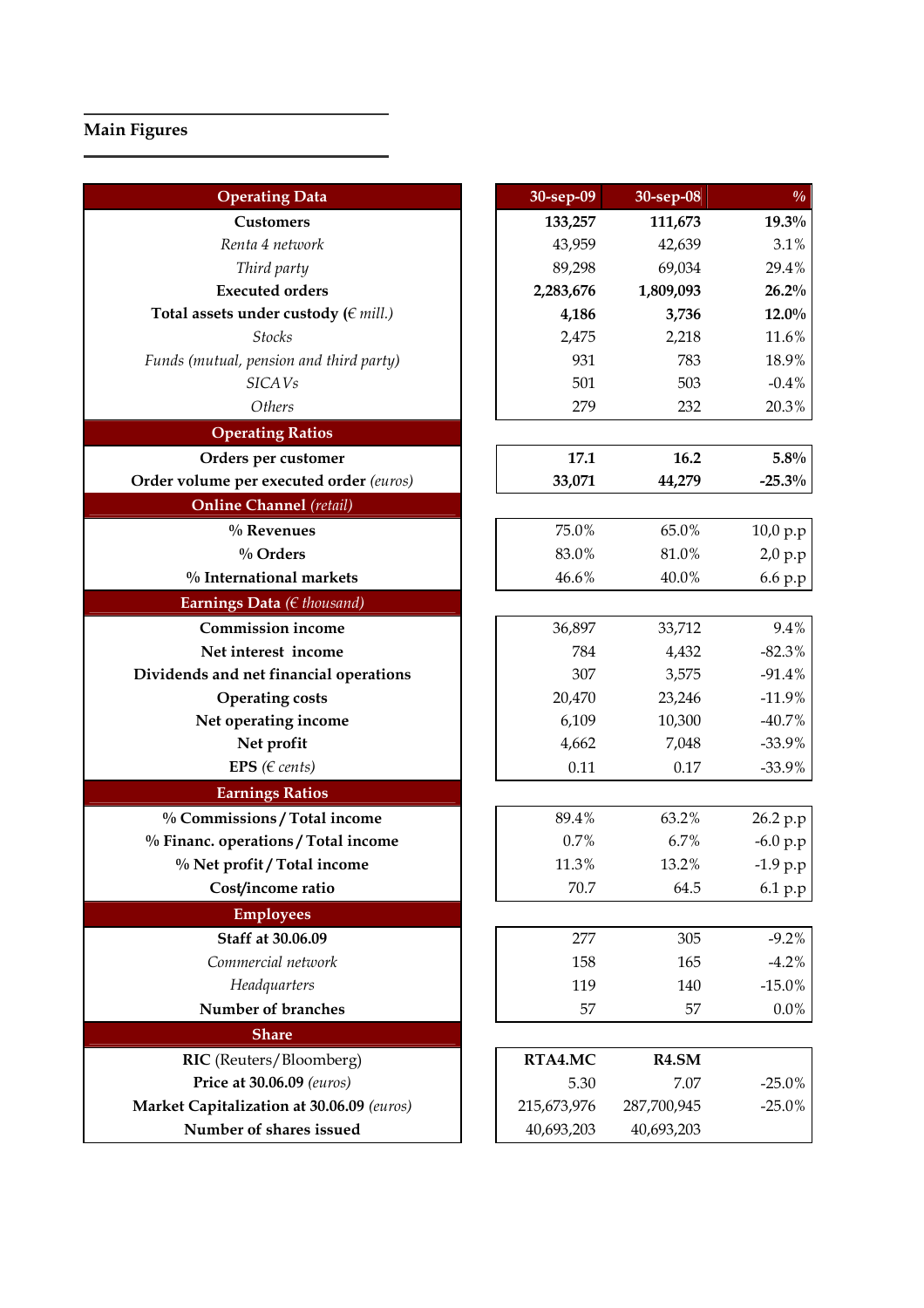## Main Figures

| Operating Data | 30-sep-09 | 30-sep-08 | % |
|---|---|---|---|
| **Customers** | **133,257** | **111,673** | **19.3%** |
| *Renta 4 network* | 43,959 | 42,639 | 3.1% |
| *Third party* | 89,298 | 69,034 | 29.4% |
| **Executed orders** | **2,283,676** | **1,809,093** | **26.2%** |
| **Total assets under custody** *(€ mill.)* | **4,186** | **3,736** | **12.0%** |
| *Stocks* | 2,475 | 2,218 | 11.6% |
| *Funds (mutual, pension and third party)* | 931 | 783 | 18.9% |
| *SICAVs* | 501 | 503 | -0.4% |
| *Others* | 279 | 232 | 20.3% |
| **Operating Ratios** | | | |
| **Orders per customer** | **17.1** | **16.2** | **5.8%** |
| **Order volume per executed order** *(euros)* | **33,071** | **44,279** | **-25.3%** |
| **Online Channel** *(retail)* | | | |
| **% Revenues** | 75.0% | 65.0% | 10,0 p.p |
| **% Orders** | 83.0% | 81.0% | 2,0 p.p |
| **% International markets** | 46.6% | 40.0% | 6.6 p.p |
| **Earnings Data** *(€ thousand)* | | | |
| **Commission income** | 36,897 | 33,712 | 9.4% |
| **Net interest income** | 784 | 4,432 | -82.3% |
| **Dividends and net financial operations** | 307 | 3,575 | -91.4% |
| **Operating costs** | 20,470 | 23,246 | -11.9% |
| **Net operating income** | 6,109 | 10,300 | -40.7% |
| **Net profit** | 4,662 | 7,048 | -33.9% |
| **EPS** *(€ cents)* | 0.11 | 0.17 | -33.9% |
| **Earnings Ratios** | | | |
| **% Commissions / Total income** | 89.4% | 63.2% | 26.2 p.p |
| **% Financ. operations / Total income** | 0.7% | 6.7% | -6.0 p.p |
| **% Net profit / Total income** | 11.3% | 13.2% | -1.9 p.p |
| **Cost/income ratio** | 70.7 | 64.5 | 6.1 p.p |
| **Employees** | | | |
| **Staff at 30.06.09** | 277 | 305 | -9.2% |
| *Commercial network* | 158 | 165 | -4.2% |
| *Headquarters* | 119 | 140 | -15.0% |
| **Number of branches** | 57 | 57 | 0.0% |
| **Share** | | | |
| **RIC** (Reuters/Bloomberg) | **RTA4.MC** | **R4.SM** | |
| **Price at 30.06.09** *(euros)* | 5.30 | 7.07 | -25.0% |
| **Market Capitalization at 30.06.09** *(euros)* | 215,673,976 | 287,700,945 | -25.0% |
| **Number of shares issued** | 40,693,203 | 40,693,203 | |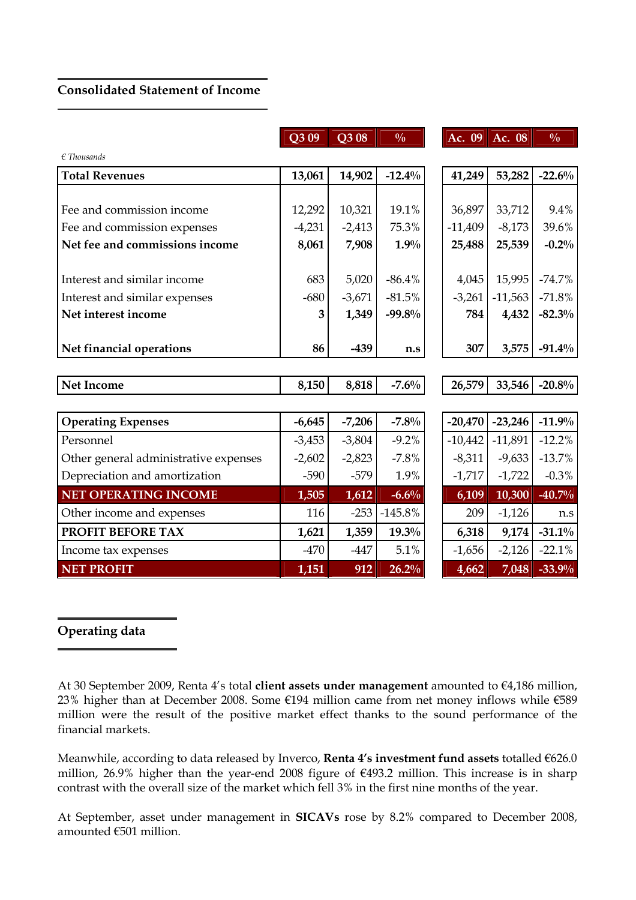## Consolidated Statement of Income

| *€ Thousands* | Q3 09 | Q3 08 | % | Ac. 09 | Ac. 08 | % |
|---|---|---|---|---|---|---|
| **Total Revenues** | **13,061** | **14,902** | **-12.4%** | **41,249** | **53,282** | **-22.6%** |
| Fee and commission income | 12,292 | 10,321 | 19.1% | 36,897 | 33,712 | 9.4% |
| Fee and commission expenses | -4,231 | -2,413 | 75.3% | -11,409 | -8,173 | 39.6% |
| **Net fee and commissions income** | **8,061** | **7,908** | **1.9%** | **25,488** | **25,539** | **-0.2%** |
| Interest and similar income | 683 | 5,020 | -86.4% | 4,045 | 15,995 | -74.7% |
| Interest and similar expenses | -680 | -3,671 | -81.5% | -3,261 | -11,563 | -71.8% |
| **Net interest income** | **3** | **1,349** | **-99.8%** | **784** | **4,432** | **-82.3%** |
| **Net financial operations** | **86** | **-439** | **n.s** | **307** | **3,575** | **-91.4%** |
| **Net Income** | **8,150** | **8,818** | **-7.6%** | **26,579** | **33,546** | **-20.8%** |
| **Operating Expenses** | **-6,645** | **-7,206** | **-7.8%** | **-20,470** | **-23,246** | **-11.9%** |
| Personnel | -3,453 | -3,804 | -9.2% | -10,442 | -11,891 | -12.2% |
| Other general administrative expenses | -2,602 | -2,823 | -7.8% | -8,311 | -9,633 | -13.7% |
| Depreciation and amortization | -590 | -579 | 1.9% | -1,717 | -1,722 | -0.3% |
| **NET OPERATING INCOME** | **1,505** | **1,612** | **-6.6%** | **6,109** | **10,300** | **-40.7%** |
| Other income and expenses | 116 | -253 | -145.8% | 209 | -1,126 | n.s |
| **PROFIT BEFORE TAX** | **1,621** | **1,359** | **19.3%** | **6,318** | **9,174** | **-31.1%** |
| Income tax expenses | -470 | -447 | 5.1% | -1,656 | -2,126 | -22.1% |
| **NET PROFIT** | **1,151** | **912** | **26.2%** | **4,662** | **7,048** | **-33.9%** |

## Operating data

At 30 September 2009, Renta 4's total **client assets under management** amounted to €4,186 million, 23% higher than at December 2008. Some €194 million came from net money inflows while €589 million were the result of the positive market effect thanks to the sound performance of the financial markets.

Meanwhile, according to data released by Inverco, **Renta 4's investment fund assets** totalled €626.0 million, 26.9% higher than the year-end 2008 figure of €493.2 million. This increase is in sharp contrast with the overall size of the market which fell 3% in the first nine months of the year.

At September, asset under management in **SICAVs** rose by 8.2% compared to December 2008, amounted €501 million.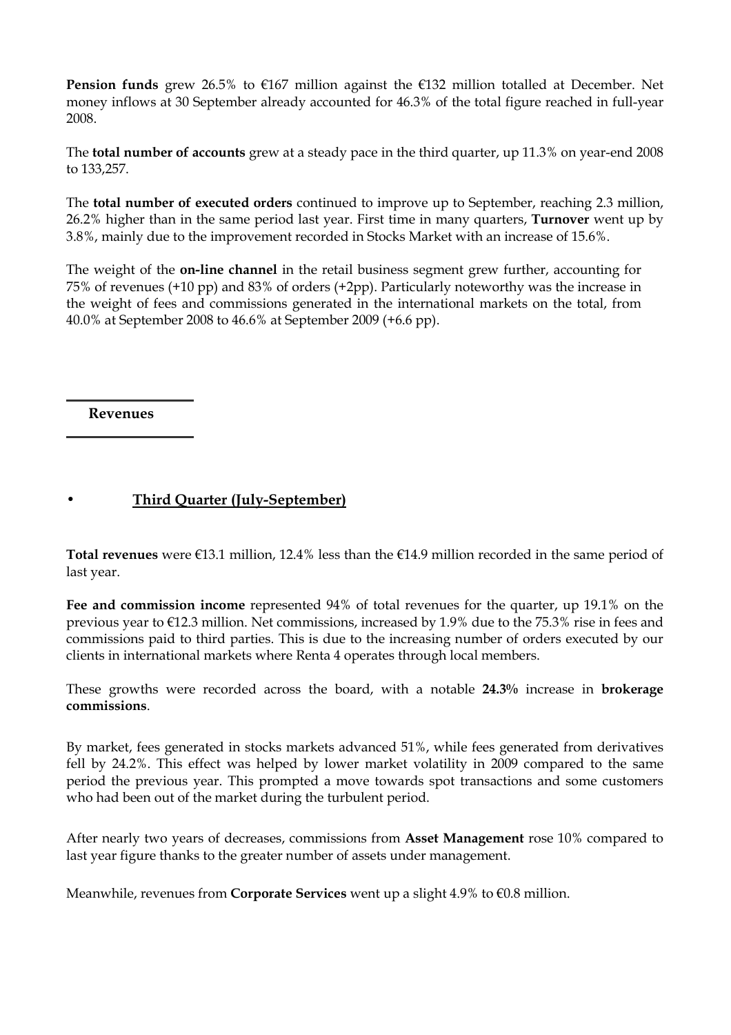**Pension funds** grew 26.5% to €167 million against the €132 million totalled at December. Net money inflows at 30 September already accounted for 46.3% of the total figure reached in full-year 2008.

The **total number of accounts** grew at a steady pace in the third quarter, up 11.3% on year-end 2008 to 133,257.

The **total number of executed orders** continued to improve up to September, reaching 2.3 million, 26.2% higher than in the same period last year. First time in many quarters, **Turnover** went up by 3.8%, mainly due to the improvement recorded in Stocks Market with an increase of 15.6%.

The weight of the **on-line channel** in the retail business segment grew further, accounting for 75% of revenues (+10 pp) and 83% of orders (+2pp). Particularly noteworthy was the increase in the weight of fees and commissions generated in the international markets on the total, from 40.0% at September 2008 to 46.6% at September 2009 (+6.6 pp).

## Revenues

### • Third Quarter (July-September)

**Total revenues** were €13.1 million, 12.4% less than the €14.9 million recorded in the same period of last year.

**Fee and commission income** represented 94% of total revenues for the quarter, up 19.1% on the previous year to €12.3 million. Net commissions, increased by 1.9% due to the 75.3% rise in fees and commissions paid to third parties. This is due to the increasing number of orders executed by our clients in international markets where Renta 4 operates through local members.

These growths were recorded across the board, with a notable **24.3%** increase in **brokerage commissions**.

By market, fees generated in stocks markets advanced 51%, while fees generated from derivatives fell by 24.2%. This effect was helped by lower market volatility in 2009 compared to the same period the previous year. This prompted a move towards spot transactions and some customers who had been out of the market during the turbulent period.

After nearly two years of decreases, commissions from **Asset Management** rose 10% compared to last year figure thanks to the greater number of assets under management.

Meanwhile, revenues from **Corporate Services** went up a slight 4.9% to €0.8 million.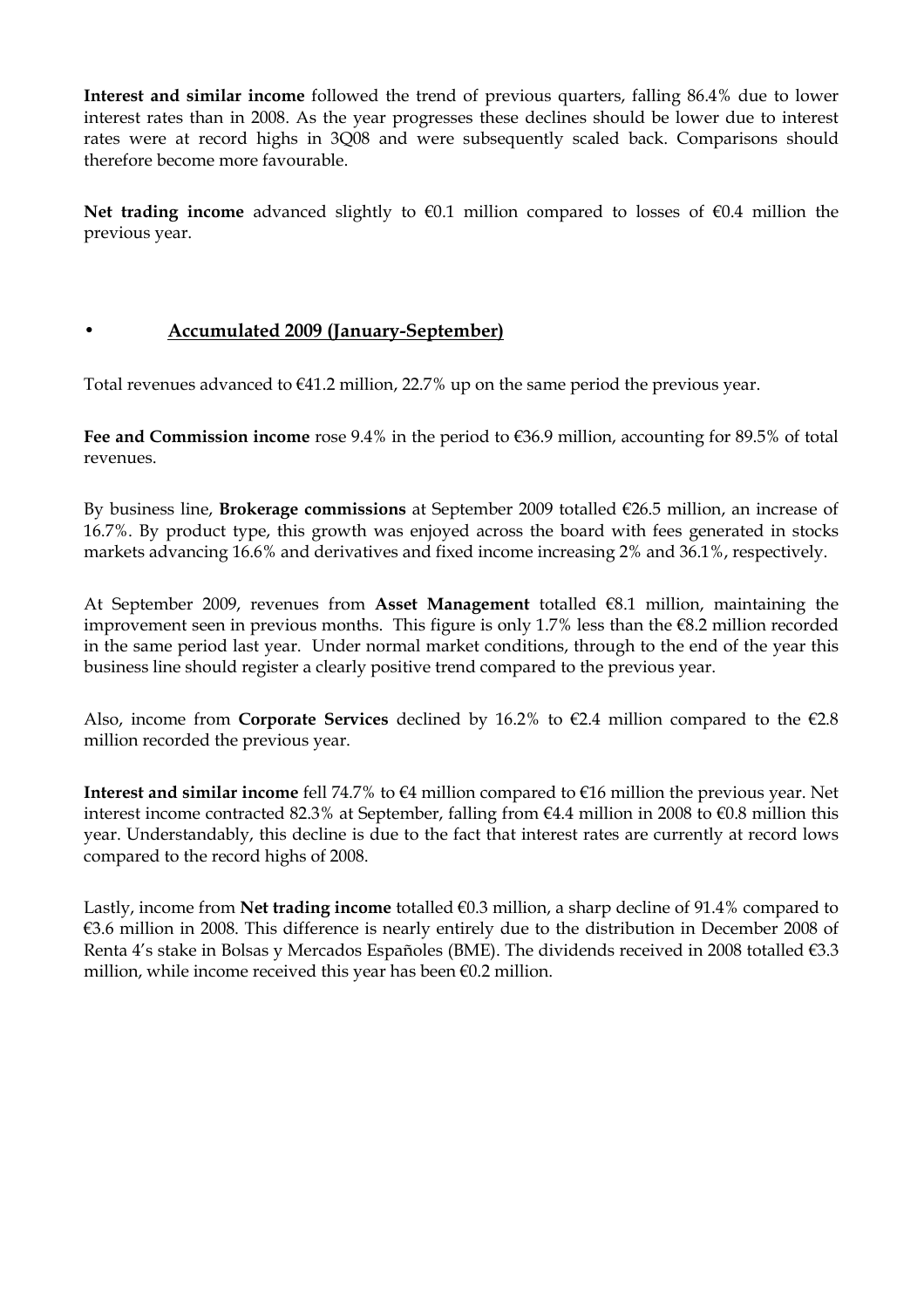**Interest and similar income** followed the trend of previous quarters, falling 86.4% due to lower interest rates than in 2008. As the year progresses these declines should be lower due to interest rates were at record highs in 3Q08 and were subsequently scaled back. Comparisons should therefore become more favourable.

**Net trading income** advanced slightly to €0.1 million compared to losses of €0.4 million the previous year.

- **Accumulated 2009 (January-September)**

Total revenues advanced to €41.2 million, 22.7% up on the same period the previous year.

**Fee and Commission income** rose 9.4% in the period to €36.9 million, accounting for 89.5% of total revenues.

By business line, **Brokerage commissions** at September 2009 totalled €26.5 million, an increase of 16.7%. By product type, this growth was enjoyed across the board with fees generated in stocks markets advancing 16.6% and derivatives and fixed income increasing 2% and 36.1%, respectively.

At September 2009, revenues from **Asset Management** totalled €8.1 million, maintaining the improvement seen in previous months. This figure is only 1.7% less than the €8.2 million recorded in the same period last year. Under normal market conditions, through to the end of the year this business line should register a clearly positive trend compared to the previous year.

Also, income from **Corporate Services** declined by 16.2% to €2.4 million compared to the €2.8 million recorded the previous year.

**Interest and similar income** fell 74.7% to €4 million compared to €16 million the previous year. Net interest income contracted 82.3% at September, falling from €4.4 million in 2008 to €0.8 million this year. Understandably, this decline is due to the fact that interest rates are currently at record lows compared to the record highs of 2008.

Lastly, income from **Net trading income** totalled €0.3 million, a sharp decline of 91.4% compared to €3.6 million in 2008. This difference is nearly entirely due to the distribution in December 2008 of Renta 4's stake in Bolsas y Mercados Españoles (BME). The dividends received in 2008 totalled €3.3 million, while income received this year has been €0.2 million.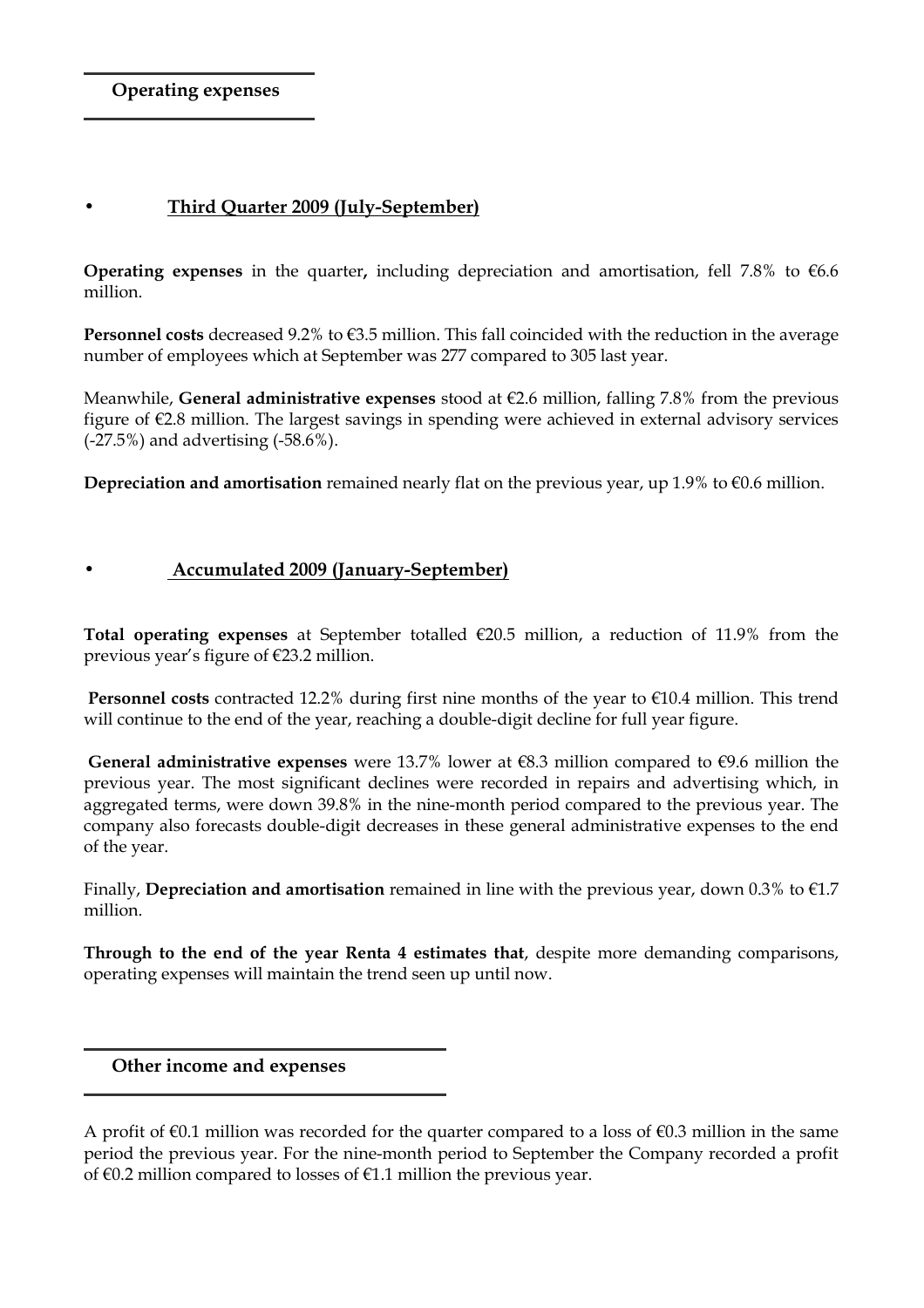## Operating expenses

- **Third Quarter 2009 (July-September)**

**Operating expenses** in the quarter**,** including depreciation and amortisation, fell 7.8% to €6.6 million.

**Personnel costs** decreased 9.2% to €3.5 million. This fall coincided with the reduction in the average number of employees which at September was 277 compared to 305 last year.

Meanwhile, **General administrative expenses** stood at €2.6 million, falling 7.8% from the previous figure of €2.8 million. The largest savings in spending were achieved in external advisory services (-27.5%) and advertising (-58.6%).

**Depreciation and amortisation** remained nearly flat on the previous year, up 1.9% to €0.6 million.

- **Accumulated 2009 (January-September)**

**Total operating expenses** at September totalled €20.5 million, a reduction of 11.9% from the previous year's figure of €23.2 million.

**Personnel costs** contracted 12.2% during first nine months of the year to €10.4 million. This trend will continue to the end of the year, reaching a double-digit decline for full year figure.

**General administrative expenses** were 13.7% lower at €8.3 million compared to €9.6 million the previous year. The most significant declines were recorded in repairs and advertising which, in aggregated terms, were down 39.8% in the nine-month period compared to the previous year. The company also forecasts double-digit decreases in these general administrative expenses to the end of the year.

Finally, **Depreciation and amortisation** remained in line with the previous year, down 0.3% to €1.7 million.

**Through to the end of the year Renta 4 estimates that**, despite more demanding comparisons, operating expenses will maintain the trend seen up until now.

## Other income and expenses

A profit of €0.1 million was recorded for the quarter compared to a loss of €0.3 million in the same period the previous year. For the nine-month period to September the Company recorded a profit of €0.2 million compared to losses of €1.1 million the previous year.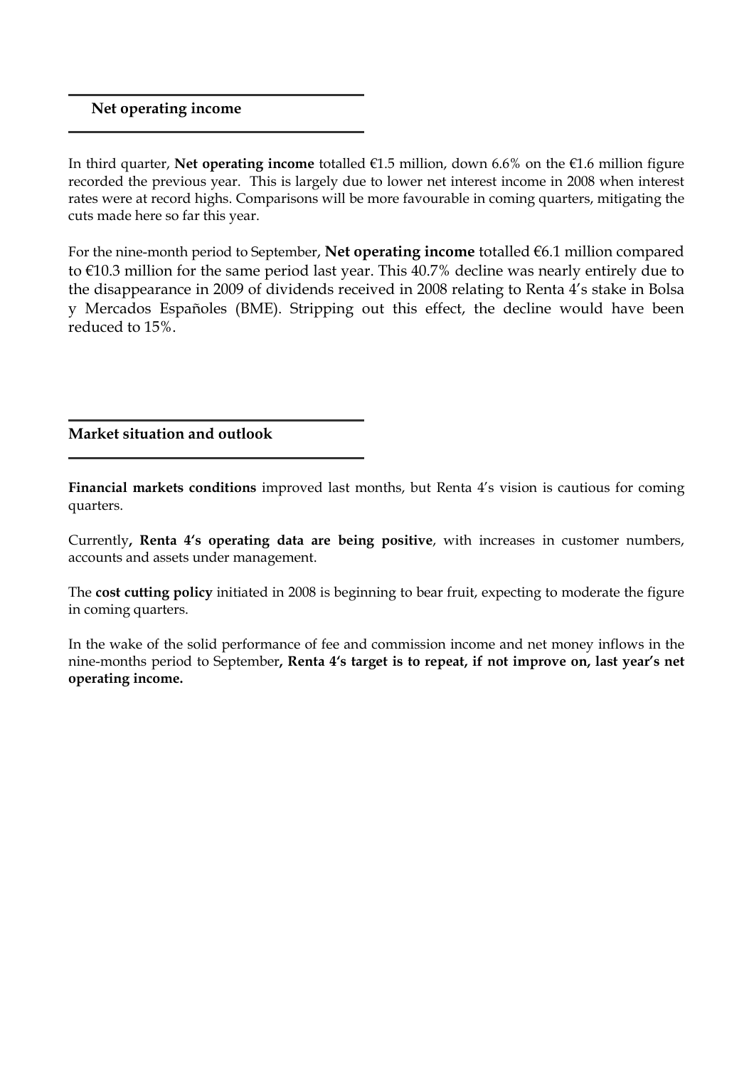## Net operating income

In third quarter, **Net operating income** totalled €1.5 million, down 6.6% on the €1.6 million figure recorded the previous year. This is largely due to lower net interest income in 2008 when interest rates were at record highs. Comparisons will be more favourable in coming quarters, mitigating the cuts made here so far this year.

For the nine-month period to September, **Net operating income** totalled €6.1 million compared to €10.3 million for the same period last year. This 40.7% decline was nearly entirely due to the disappearance in 2009 of dividends received in 2008 relating to Renta 4's stake in Bolsa y Mercados Españoles (BME). Stripping out this effect, the decline would have been reduced to 15%.

## Market situation and outlook

**Financial markets conditions** improved last months, but Renta 4's vision is cautious for coming quarters.

Currently**, Renta 4's operating data are being positive**, with increases in customer numbers, accounts and assets under management.

The **cost cutting policy** initiated in 2008 is beginning to bear fruit, expecting to moderate the figure in coming quarters.

In the wake of the solid performance of fee and commission income and net money inflows in the nine-months period to September**, Renta 4's target is to repeat, if not improve on, last year's net operating income.**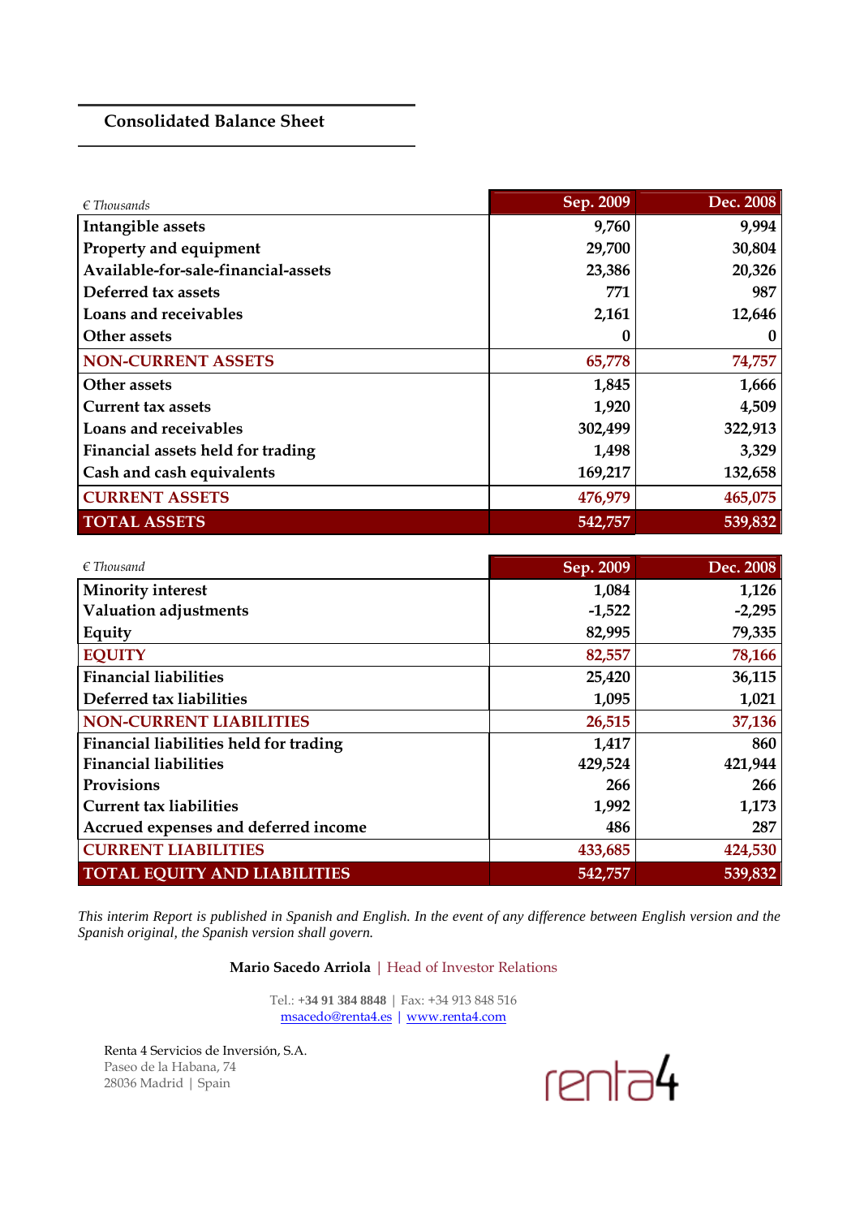## Consolidated Balance Sheet

| *€ Thousands* | Sep. 2009 | Dec. 2008 |
|---|---|---|
| Intangible assets | 9,760 | 9,994 |
| Property and equipment | 29,700 | 30,804 |
| Available-for-sale-financial-assets | 23,386 | 20,326 |
| Deferred tax assets | 771 | 987 |
| Loans and receivables | 2,161 | 12,646 |
| Other assets | 0 | 0 |
| NON-CURRENT ASSETS | 65,778 | 74,757 |
| Other assets | 1,845 | 1,666 |
| Current tax assets | 1,920 | 4,509 |
| Loans and receivables | 302,499 | 322,913 |
| Financial assets held for trading | 1,498 | 3,329 |
| Cash and cash equivalents | 169,217 | 132,658 |
| CURRENT ASSETS | 476,979 | 465,075 |
| TOTAL ASSETS | 542,757 | 539,832 |

| *€ Thousand* | Sep. 2009 | Dec. 2008 |
|---|---|---|
| Minority interest | 1,084 | 1,126 |
| Valuation adjustments | -1,522 | -2,295 |
| Equity | 82,995 | 79,335 |
| EQUITY | 82,557 | 78,166 |
| Financial liabilities | 25,420 | 36,115 |
| Deferred tax liabilities | 1,095 | 1,021 |
| NON-CURRENT LIABILITIES | 26,515 | 37,136 |
| Financial liabilities held for trading | 1,417 | 860 |
| Financial liabilities | 429,524 | 421,944 |
| Provisions | 266 | 266 |
| Current tax liabilities | 1,992 | 1,173 |
| Accrued expenses and deferred income | 486 | 287 |
| CURRENT LIABILITIES | 433,685 | 424,530 |
| TOTAL EQUITY AND LIABILITIES | 542,757 | 539,832 |

*This interim Report is published in Spanish and English. In the event of any difference between English version and the Spanish original, the Spanish version shall govern.*

**Mario Sacedo Arriola** | Head of Investor Relations

Tel.: **+34 91 384 8848** | Fax: +34 913 848 516
msacedo@renta4.es | www.renta4.com

Renta 4 Servicios de Inversión, S.A.
Paseo de la Habana, 74
28036 Madrid | Spain

renta4